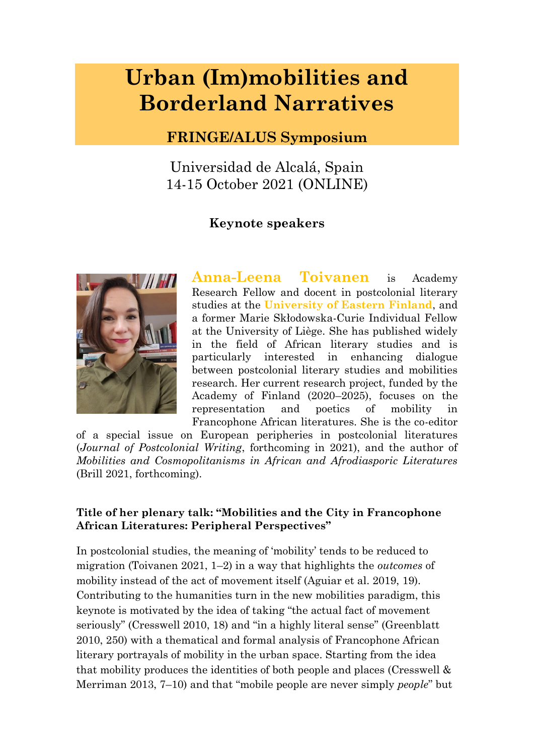# Urban (Im)mobilities and Borderland Narratives

## FRINGE/ALUS Symposium

Universidad de Alcalá, Spain
14-15 October 2021 (ONLINE)

### Keynote speakers

**Anna-Leena Toivanen** is Academy Research Fellow and docent in postcolonial literary studies at the **University of Eastern Finland**, and a former Marie Skłodowska-Curie Individual Fellow at the University of Liège. She has published widely in the field of African literary studies and is particularly interested in enhancing dialogue between postcolonial literary studies and mobilities research. Her current research project, funded by the Academy of Finland (2020–2025), focuses on the representation and poetics of mobility in Francophone African literatures. She is the co-editor of a special issue on European peripheries in postcolonial literatures (*Journal of Postcolonial Writing*, forthcoming in 2021), and the author of *Mobilities and Cosmopolitanisms in African and Afrodiasporic Literatures* (Brill 2021, forthcoming).

**Title of her plenary talk: "Mobilities and the City in Francophone African Literatures: Peripheral Perspectives"**

In postcolonial studies, the meaning of 'mobility' tends to be reduced to migration (Toivanen 2021, 1–2) in a way that highlights the *outcomes* of mobility instead of the act of movement itself (Aguiar et al. 2019, 19). Contributing to the humanities turn in the new mobilities paradigm, this keynote is motivated by the idea of taking "the actual fact of movement seriously" (Cresswell 2010, 18) and "in a highly literal sense" (Greenblatt 2010, 250) with a thematical and formal analysis of Francophone African literary portrayals of mobility in the urban space. Starting from the idea that mobility produces the identities of both people and places (Cresswell & Merriman 2013, 7–10) and that "mobile people are never simply *people*" but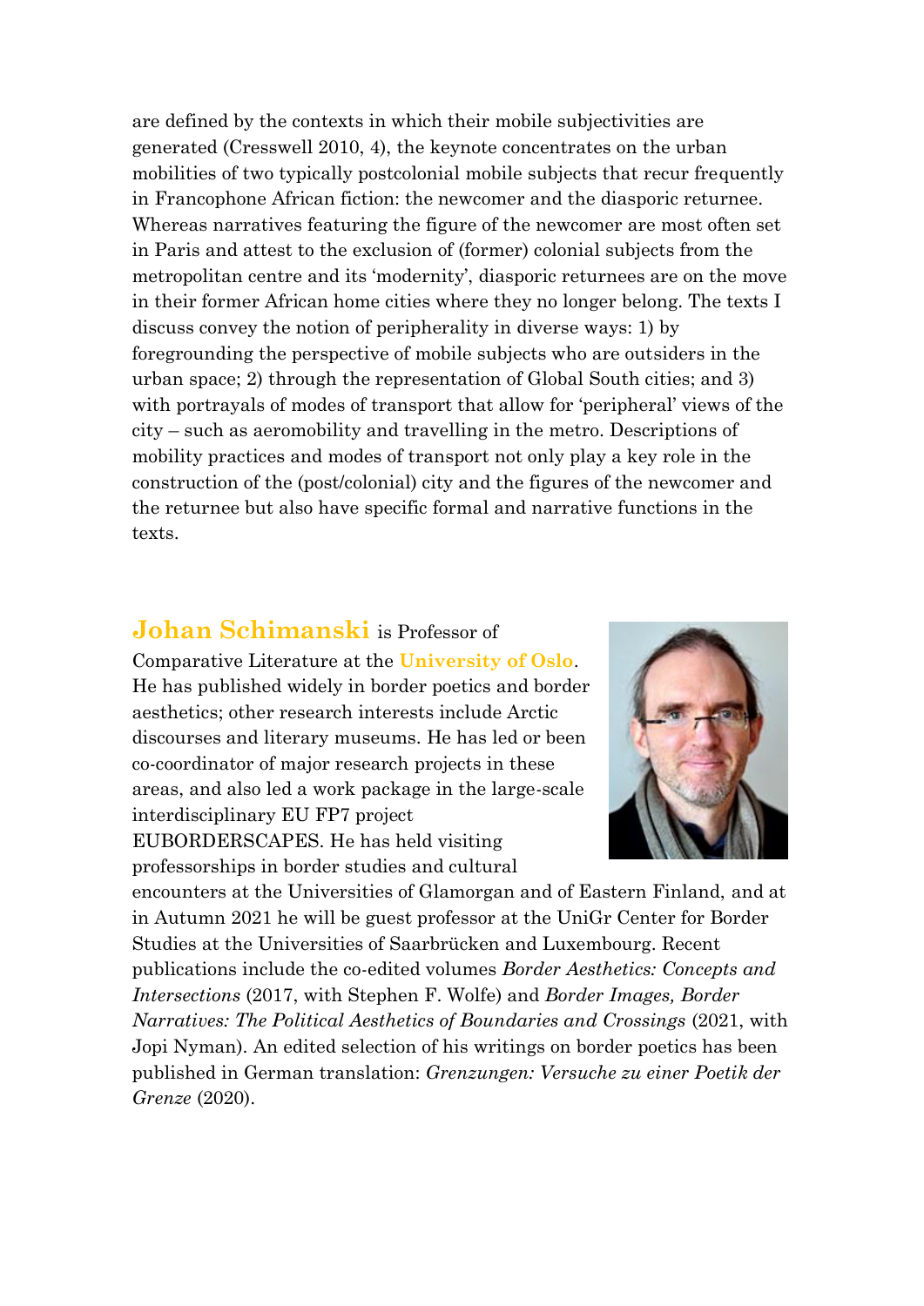are defined by the contexts in which their mobile subjectivities are generated (Cresswell 2010, 4), the keynote concentrates on the urban mobilities of two typically postcolonial mobile subjects that recur frequently in Francophone African fiction: the newcomer and the diasporic returnee. Whereas narratives featuring the figure of the newcomer are most often set in Paris and attest to the exclusion of (former) colonial subjects from the metropolitan centre and its 'modernity', diasporic returnees are on the move in their former African home cities where they no longer belong. The texts I discuss convey the notion of peripherality in diverse ways: 1) by foregrounding the perspective of mobile subjects who are outsiders in the urban space; 2) through the representation of Global South cities; and 3) with portrayals of modes of transport that allow for 'peripheral' views of the city – such as aeromobility and travelling in the metro. Descriptions of mobility practices and modes of transport not only play a key role in the construction of the (post/colonial) city and the figures of the newcomer and the returnee but also have specific formal and narrative functions in the texts.

**Johan Schimanski** is Professor of Comparative Literature at the **University of Oslo**. He has published widely in border poetics and border aesthetics; other research interests include Arctic discourses and literary museums. He has led or been co-coordinator of major research projects in these areas, and also led a work package in the large-scale interdisciplinary EU FP7 project EUBORDERSCAPES. He has held visiting professorships in border studies and cultural encounters at the Universities of Glamorgan and of Eastern Finland, and at in Autumn 2021 he will be guest professor at the UniGr Center for Border Studies at the Universities of Saarbrücken and Luxembourg. Recent publications include the co-edited volumes *Border Aesthetics: Concepts and Intersections* (2017, with Stephen F. Wolfe) and *Border Images, Border Narratives: The Political Aesthetics of Boundaries and Crossings* (2021, with Jopi Nyman). An edited selection of his writings on border poetics has been published in German translation: *Grenzungen: Versuche zu einer Poetik der Grenze* (2020).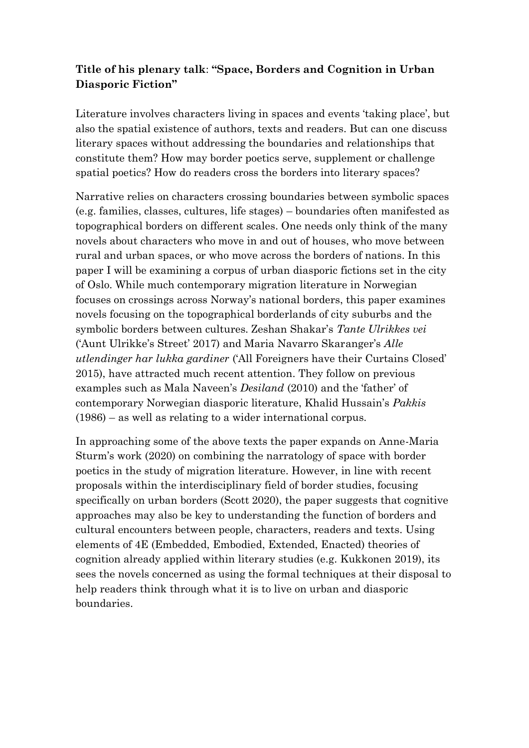**Title of his plenary talk**: **"Space, Borders and Cognition in Urban Diasporic Fiction"**

Literature involves characters living in spaces and events 'taking place', but also the spatial existence of authors, texts and readers. But can one discuss literary spaces without addressing the boundaries and relationships that constitute them? How may border poetics serve, supplement or challenge spatial poetics? How do readers cross the borders into literary spaces?

Narrative relies on characters crossing boundaries between symbolic spaces (e.g. families, classes, cultures, life stages) – boundaries often manifested as topographical borders on different scales. One needs only think of the many novels about characters who move in and out of houses, who move between rural and urban spaces, or who move across the borders of nations. In this paper I will be examining a corpus of urban diasporic fictions set in the city of Oslo. While much contemporary migration literature in Norwegian focuses on crossings across Norway's national borders, this paper examines novels focusing on the topographical borderlands of city suburbs and the symbolic borders between cultures. Zeshan Shakar's *Tante Ulrikkes vei* ('Aunt Ulrikke's Street' 2017) and Maria Navarro Skaranger's *Alle utlendinger har lukka gardiner* ('All Foreigners have their Curtains Closed' 2015), have attracted much recent attention. They follow on previous examples such as Mala Naveen's *Desiland* (2010) and the 'father' of contemporary Norwegian diasporic literature, Khalid Hussain's *Pakkis* (1986) – as well as relating to a wider international corpus.

In approaching some of the above texts the paper expands on Anne-Maria Sturm's work (2020) on combining the narratology of space with border poetics in the study of migration literature. However, in line with recent proposals within the interdisciplinary field of border studies, focusing specifically on urban borders (Scott 2020), the paper suggests that cognitive approaches may also be key to understanding the function of borders and cultural encounters between people, characters, readers and texts. Using elements of 4E (Embedded, Embodied, Extended, Enacted) theories of cognition already applied within literary studies (e.g. Kukkonen 2019), its sees the novels concerned as using the formal techniques at their disposal to help readers think through what it is to live on urban and diasporic boundaries.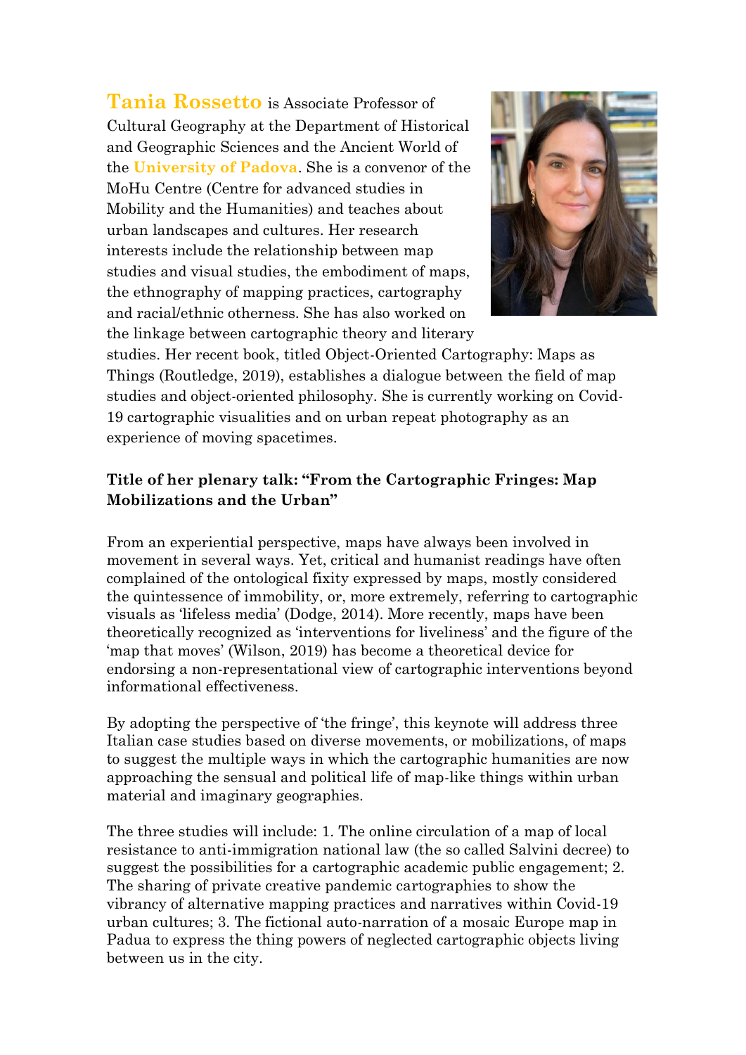**Tania Rossetto** is Associate Professor of Cultural Geography at the Department of Historical and Geographic Sciences and the Ancient World of the **University of Padova**. She is a convenor of the MoHu Centre (Centre for advanced studies in Mobility and the Humanities) and teaches about urban landscapes and cultures. Her research interests include the relationship between map studies and visual studies, the embodiment of maps, the ethnography of mapping practices, cartography and racial/ethnic otherness. She has also worked on the linkage between cartographic theory and literary studies. Her recent book, titled Object-Oriented Cartography: Maps as Things (Routledge, 2019), establishes a dialogue between the field of map studies and object-oriented philosophy. She is currently working on Covid-19 cartographic visualities and on urban repeat photography as an experience of moving spacetimes.

**Title of her plenary talk: "From the Cartographic Fringes: Map Mobilizations and the Urban"**

From an experiential perspective, maps have always been involved in movement in several ways. Yet, critical and humanist readings have often complained of the ontological fixity expressed by maps, mostly considered the quintessence of immobility, or, more extremely, referring to cartographic visuals as 'lifeless media' (Dodge, 2014). More recently, maps have been theoretically recognized as 'interventions for liveliness' and the figure of the 'map that moves' (Wilson, 2019) has become a theoretical device for endorsing a non-representational view of cartographic interventions beyond informational effectiveness.

By adopting the perspective of 'the fringe', this keynote will address three Italian case studies based on diverse movements, or mobilizations, of maps to suggest the multiple ways in which the cartographic humanities are now approaching the sensual and political life of map-like things within urban material and imaginary geographies.

The three studies will include: 1. The online circulation of a map of local resistance to anti-immigration national law (the so called Salvini decree) to suggest the possibilities for a cartographic academic public engagement; 2. The sharing of private creative pandemic cartographies to show the vibrancy of alternative mapping practices and narratives within Covid-19 urban cultures; 3. The fictional auto-narration of a mosaic Europe map in Padua to express the thing powers of neglected cartographic objects living between us in the city.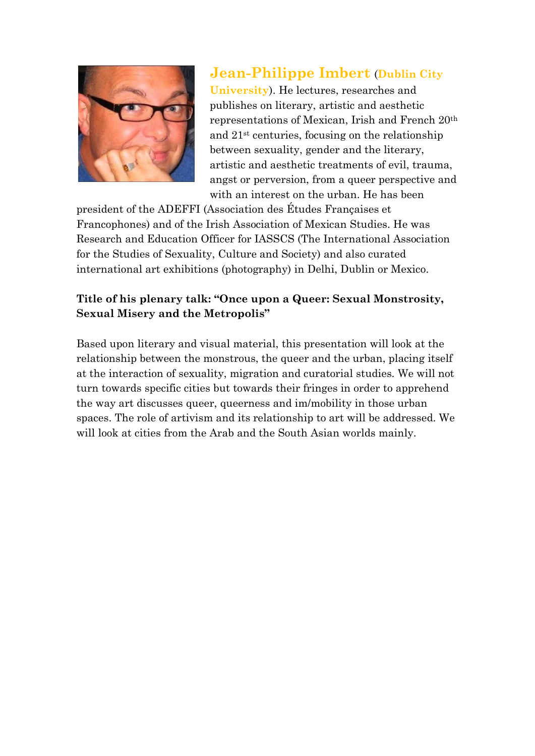**Jean-Philippe Imbert** (**Dublin City University**). He lectures, researches and publishes on literary, artistic and aesthetic representations of Mexican, Irish and French 20th and 21st centuries, focusing on the relationship between sexuality, gender and the literary, artistic and aesthetic treatments of evil, trauma, angst or perversion, from a queer perspective and with an interest on the urban. He has been president of the ADEFFI (Association des Études Françaises et Francophones) and of the Irish Association of Mexican Studies. He was Research and Education Officer for IASSCS (The International Association for the Studies of Sexuality, Culture and Society) and also curated international art exhibitions (photography) in Delhi, Dublin or Mexico.

**Title of his plenary talk: "Once upon a Queer: Sexual Monstrosity, Sexual Misery and the Metropolis"**

Based upon literary and visual material, this presentation will look at the relationship between the monstrous, the queer and the urban, placing itself at the interaction of sexuality, migration and curatorial studies. We will not turn towards specific cities but towards their fringes in order to apprehend the way art discusses queer, queerness and im/mobility in those urban spaces. The role of artivism and its relationship to art will be addressed. We will look at cities from the Arab and the South Asian worlds mainly.